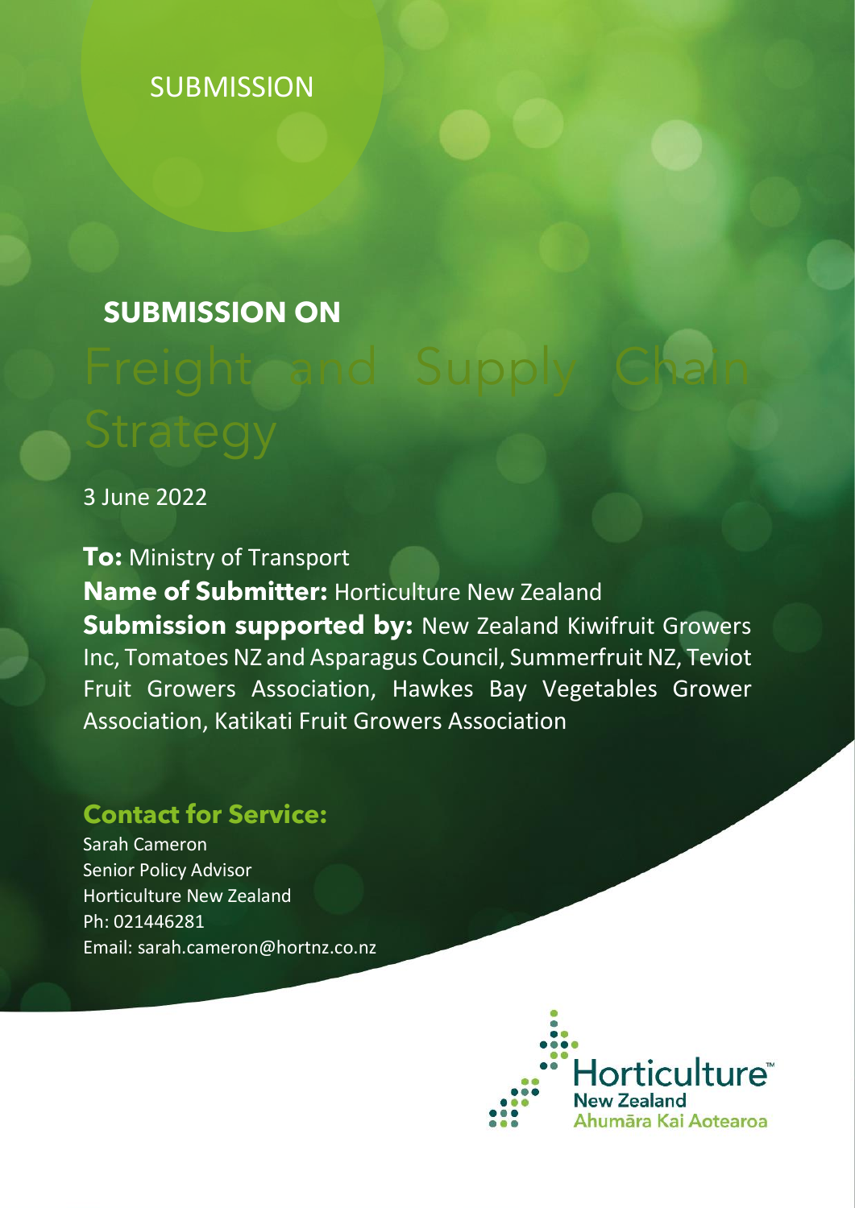SUBMISSION

# SUBMISSION ON

# Freight and Supply Chain Strategy

3 June 2022

**To:** Ministry of Transport

**Name of Submitter:** Horticulture New Zealand

**Submission supported by:** New Zealand Kiwifruit Growers Inc, Tomatoes NZ and Asparagus Council, Summerfruit NZ, Teviot Fruit Growers Association, Hawkes Bay Vegetables Grower Association, Katikati Fruit Growers Association

## Contact for Service:

Sarah Cameron
Senior Policy Advisor
Horticulture New Zealand
Ph: 021446281
Email: sarah.cameron@hortnz.co.nz

Horticulture™ New Zealand
Ahumāra Kai Aotearoa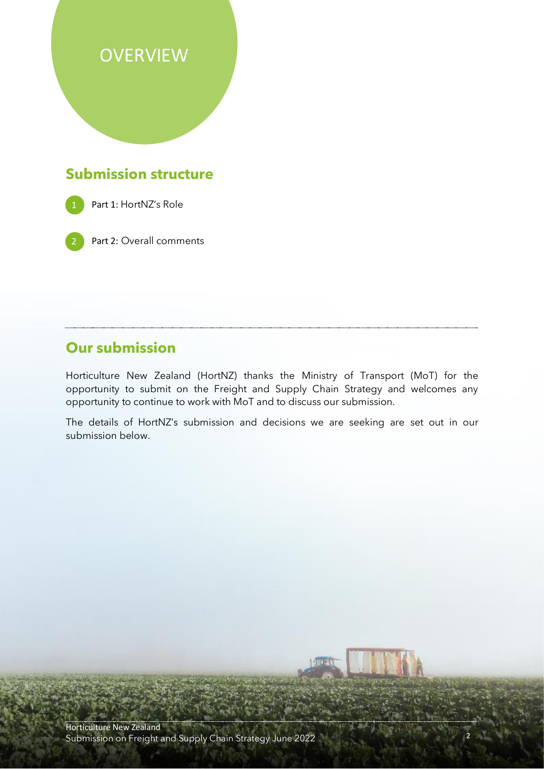# OVERVIEW

## Submission structure

1. Part 1: HortNZ's Role
2. Part 2: Overall comments

## Our submission

Horticulture New Zealand (HortNZ) thanks the Ministry of Transport (MoT) for the opportunity to submit on the Freight and Supply Chain Strategy and welcomes any opportunity to continue to work with MoT and to discuss our submission.

The details of HortNZ's submission and decisions we are seeking are set out in our submission below.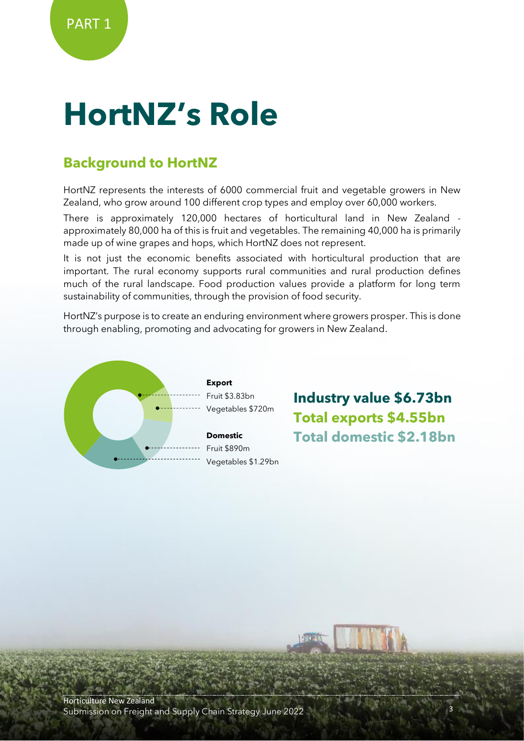PART 1

# HortNZ's Role

## Background to HortNZ

HortNZ represents the interests of 6000 commercial fruit and vegetable growers in New Zealand, who grow around 100 different crop types and employ over 60,000 workers.

There is approximately 120,000 hectares of horticultural land in New Zealand - approximately 80,000 ha of this is fruit and vegetables. The remaining 40,000 ha is primarily made up of wine grapes and hops, which HortNZ does not represent.

It is not just the economic benefits associated with horticultural production that are important. The rural economy supports rural communities and rural production defines much of the rural landscape. Food production values provide a platform for long term sustainability of communities, through the provision of food security.

HortNZ's purpose is to create an enduring environment where growers prosper. This is done through enabling, promoting and advocating for growers in New Zealand.

**Export**
Fruit $3.83bn
Vegetables $720m

**Domestic**
Fruit $890m
Vegetables $1.29bn

**Industry value $6.73bn**
**Total exports $4.55bn**
**Total domestic $2.18bn**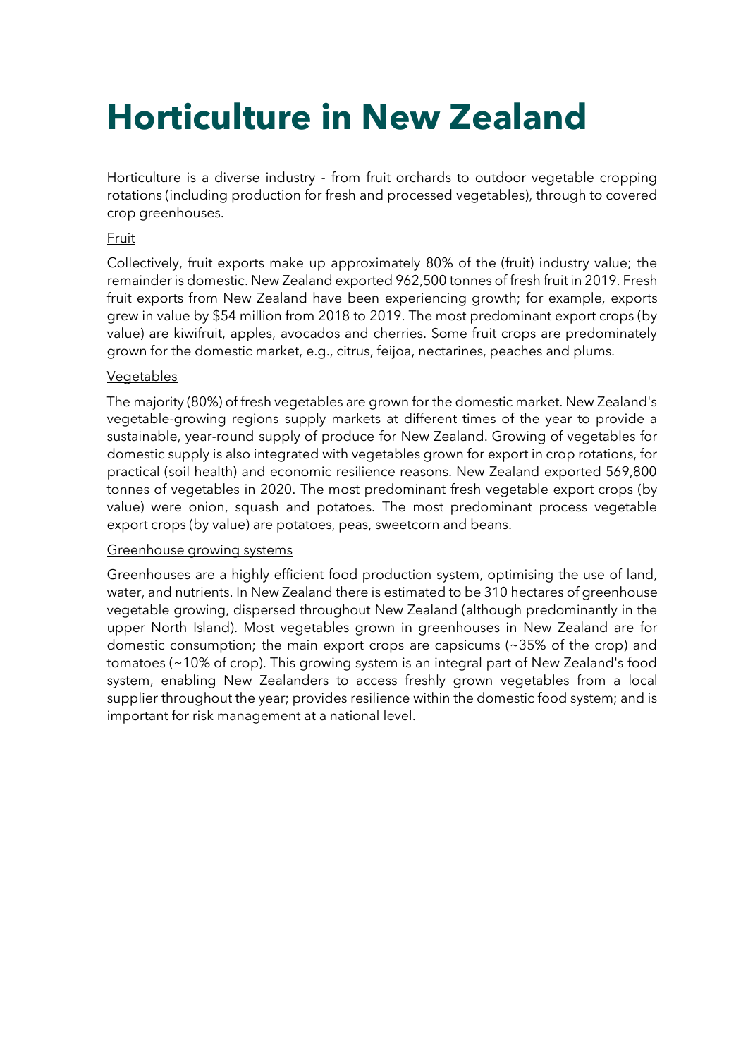# Horticulture in New Zealand

Horticulture is a diverse industry - from fruit orchards to outdoor vegetable cropping rotations (including production for fresh and processed vegetables), through to covered crop greenhouses.

<u>Fruit</u>

Collectively, fruit exports make up approximately 80% of the (fruit) industry value; the remainder is domestic. New Zealand exported 962,500 tonnes of fresh fruit in 2019. Fresh fruit exports from New Zealand have been experiencing growth; for example, exports grew in value by $54 million from 2018 to 2019. The most predominant export crops (by value) are kiwifruit, apples, avocados and cherries. Some fruit crops are predominately grown for the domestic market, e.g., citrus, feijoa, nectarines, peaches and plums.

<u>Vegetables</u>

The majority (80%) of fresh vegetables are grown for the domestic market. New Zealand's vegetable-growing regions supply markets at different times of the year to provide a sustainable, year-round supply of produce for New Zealand. Growing of vegetables for domestic supply is also integrated with vegetables grown for export in crop rotations, for practical (soil health) and economic resilience reasons. New Zealand exported 569,800 tonnes of vegetables in 2020. The most predominant fresh vegetable export crops (by value) were onion, squash and potatoes. The most predominant process vegetable export crops (by value) are potatoes, peas, sweetcorn and beans.

<u>Greenhouse growing systems</u>

Greenhouses are a highly efficient food production system, optimising the use of land, water, and nutrients. In New Zealand there is estimated to be 310 hectares of greenhouse vegetable growing, dispersed throughout New Zealand (although predominantly in the upper North Island). Most vegetables grown in greenhouses in New Zealand are for domestic consumption; the main export crops are capsicums (~35% of the crop) and tomatoes (~10% of crop). This growing system is an integral part of New Zealand's food system, enabling New Zealanders to access freshly grown vegetables from a local supplier throughout the year; provides resilience within the domestic food system; and is important for risk management at a national level.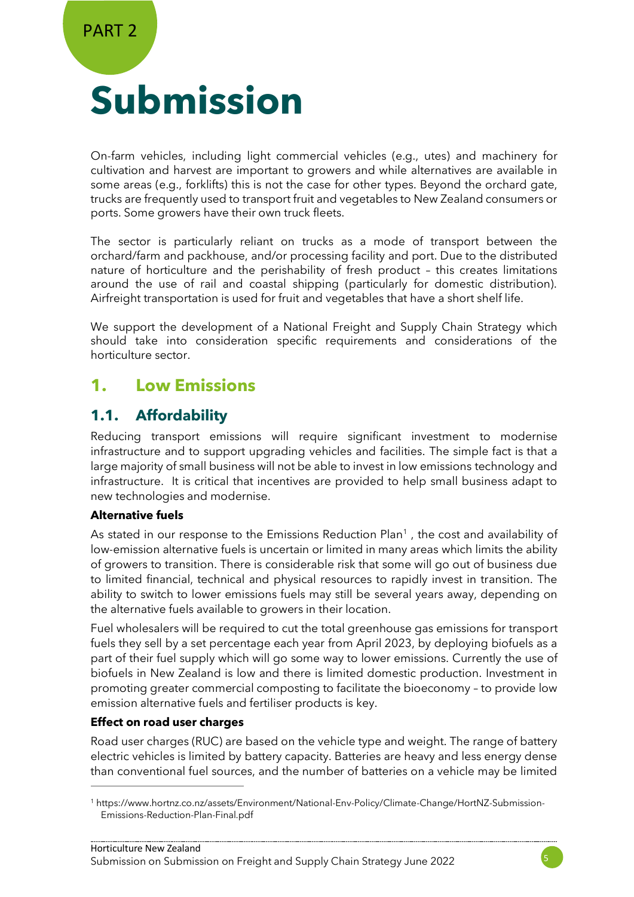PART 2

# Submission

On-farm vehicles, including light commercial vehicles (e.g., utes) and machinery for cultivation and harvest are important to growers and while alternatives are available in some areas (e.g., forklifts) this is not the case for other types. Beyond the orchard gate, trucks are frequently used to transport fruit and vegetables to New Zealand consumers or ports. Some growers have their own truck fleets.

The sector is particularly reliant on trucks as a mode of transport between the orchard/farm and packhouse, and/or processing facility and port. Due to the distributed nature of horticulture and the perishability of fresh product – this creates limitations around the use of rail and coastal shipping (particularly for domestic distribution). Airfreight transportation is used for fruit and vegetables that have a short shelf life.

We support the development of a National Freight and Supply Chain Strategy which should take into consideration specific requirements and considerations of the horticulture sector.

## 1. Low Emissions

### 1.1. Affordability

Reducing transport emissions will require significant investment to modernise infrastructure and to support upgrading vehicles and facilities. The simple fact is that a large majority of small business will not be able to invest in low emissions technology and infrastructure. It is critical that incentives are provided to help small business adapt to new technologies and modernise.

**Alternative fuels**

As stated in our response to the Emissions Reduction Plan[1], the cost and availability of low-emission alternative fuels is uncertain or limited in many areas which limits the ability of growers to transition. There is considerable risk that some will go out of business due to limited financial, technical and physical resources to rapidly invest in transition. The ability to switch to lower emissions fuels may still be several years away, depending on the alternative fuels available to growers in their location.

Fuel wholesalers will be required to cut the total greenhouse gas emissions for transport fuels they sell by a set percentage each year from April 2023, by deploying biofuels as a part of their fuel supply which will go some way to lower emissions. Currently the use of biofuels in New Zealand is low and there is limited domestic production. Investment in promoting greater commercial composting to facilitate the bioeconomy – to provide low emission alternative fuels and fertiliser products is key.

**Effect on road user charges**

Road user charges (RUC) are based on the vehicle type and weight. The range of battery electric vehicles is limited by battery capacity. Batteries are heavy and less energy dense than conventional fuel sources, and the number of batteries on a vehicle may be limited

[1] https://www.hortnz.co.nz/assets/Environment/National-Env-Policy/Climate-Change/HortNZ-Submission-Emissions-Reduction-Plan-Final.pdf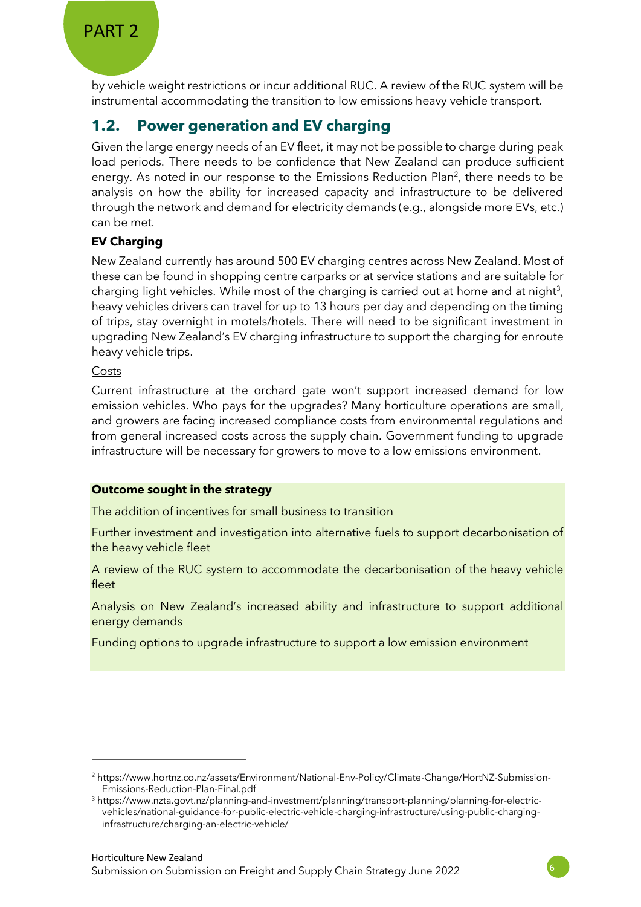by vehicle weight restrictions or incur additional RUC. A review of the RUC system will be instrumental accommodating the transition to low emissions heavy vehicle transport.

## 1.2. Power generation and EV charging

Given the large energy needs of an EV fleet, it may not be possible to charge during peak load periods. There needs to be confidence that New Zealand can produce sufficient energy. As noted in our response to the Emissions Reduction Plan[2], there needs to be analysis on how the ability for increased capacity and infrastructure to be delivered through the network and demand for electricity demands (e.g., alongside more EVs, etc.) can be met.

**EV Charging**

New Zealand currently has around 500 EV charging centres across New Zealand. Most of these can be found in shopping centre carparks or at service stations and are suitable for charging light vehicles. While most of the charging is carried out at home and at night[3], heavy vehicles drivers can travel for up to 13 hours per day and depending on the timing of trips, stay overnight in motels/hotels. There will need to be significant investment in upgrading New Zealand's EV charging infrastructure to support the charging for enroute heavy vehicle trips.

Costs

Current infrastructure at the orchard gate won't support increased demand for low emission vehicles. Who pays for the upgrades? Many horticulture operations are small, and growers are facing increased compliance costs from environmental regulations and from general increased costs across the supply chain. Government funding to upgrade infrastructure will be necessary for growers to move to a low emissions environment.

**Outcome sought in the strategy**

The addition of incentives for small business to transition

Further investment and investigation into alternative fuels to support decarbonisation of the heavy vehicle fleet

A review of the RUC system to accommodate the decarbonisation of the heavy vehicle fleet

Analysis on New Zealand's increased ability and infrastructure to support additional energy demands

Funding options to upgrade infrastructure to support a low emission environment

---

[2] https://www.hortnz.co.nz/assets/Environment/National-Env-Policy/Climate-Change/HortNZ-Submission-Emissions-Reduction-Plan-Final.pdf

[3] https://www.nzta.govt.nz/planning-and-investment/planning/transport-planning/planning-for-electric-vehicles/national-guidance-for-public-electric-vehicle-charging-infrastructure/using-public-charging-infrastructure/charging-an-electric-vehicle/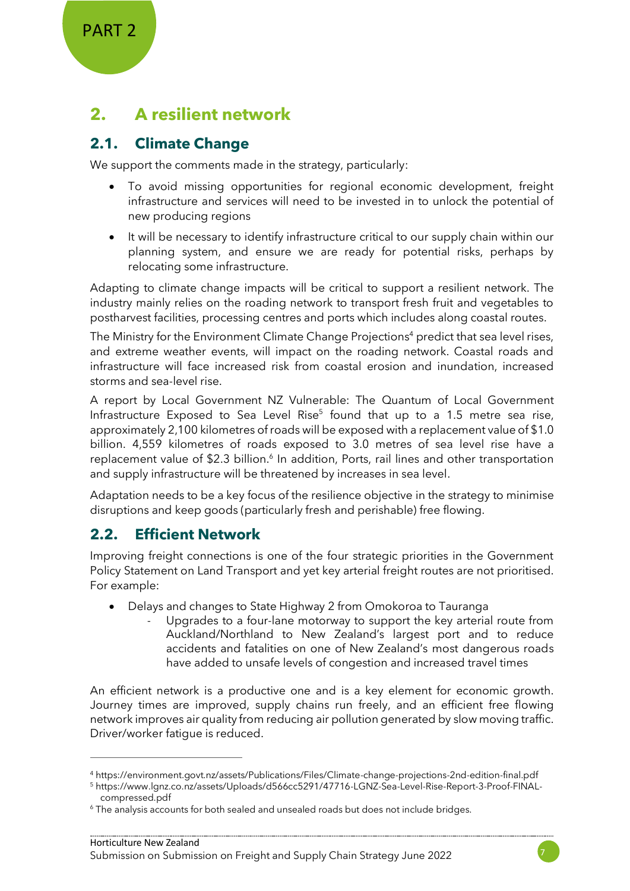PART 2

# 2. A resilient network

## 2.1. Climate Change

We support the comments made in the strategy, particularly:

- To avoid missing opportunities for regional economic development, freight infrastructure and services will need to be invested in to unlock the potential of new producing regions
- It will be necessary to identify infrastructure critical to our supply chain within our planning system, and ensure we are ready for potential risks, perhaps by relocating some infrastructure.

Adapting to climate change impacts will be critical to support a resilient network. The industry mainly relies on the roading network to transport fresh fruit and vegetables to postharvest facilities, processing centres and ports which includes along coastal routes.

The Ministry for the Environment Climate Change Projections[4] predict that sea level rises, and extreme weather events, will impact on the roading network. Coastal roads and infrastructure will face increased risk from coastal erosion and inundation, increased storms and sea-level rise.

A report by Local Government NZ Vulnerable: The Quantum of Local Government Infrastructure Exposed to Sea Level Rise[5] found that up to a 1.5 metre sea rise, approximately 2,100 kilometres of roads will be exposed with a replacement value of $1.0 billion. 4,559 kilometres of roads exposed to 3.0 metres of sea level rise have a replacement value of $2.3 billion.[6] In addition, Ports, rail lines and other transportation and supply infrastructure will be threatened by increases in sea level.

Adaptation needs to be a key focus of the resilience objective in the strategy to minimise disruptions and keep goods (particularly fresh and perishable) free flowing.

## 2.2. Efficient Network

Improving freight connections is one of the four strategic priorities in the Government Policy Statement on Land Transport and yet key arterial freight routes are not prioritised. For example:

- Delays and changes to State Highway 2 from Omokoroa to Tauranga
  - Upgrades to a four-lane motorway to support the key arterial route from Auckland/Northland to New Zealand's largest port and to reduce accidents and fatalities on one of New Zealand's most dangerous roads have added to unsafe levels of congestion and increased travel times

An efficient network is a productive one and is a key element for economic growth. Journey times are improved, supply chains run freely, and an efficient free flowing network improves air quality from reducing air pollution generated by slow moving traffic. Driver/worker fatigue is reduced.

---

[4] https://environment.govt.nz/assets/Publications/Files/Climate-change-projections-2nd-edition-final.pdf

[5] https://www.lgnz.co.nz/assets/Uploads/d566cc5291/47716-LGNZ-Sea-Level-Rise-Report-3-Proof-FINAL-compressed.pdf

[6] The analysis accounts for both sealed and unsealed roads but does not include bridges.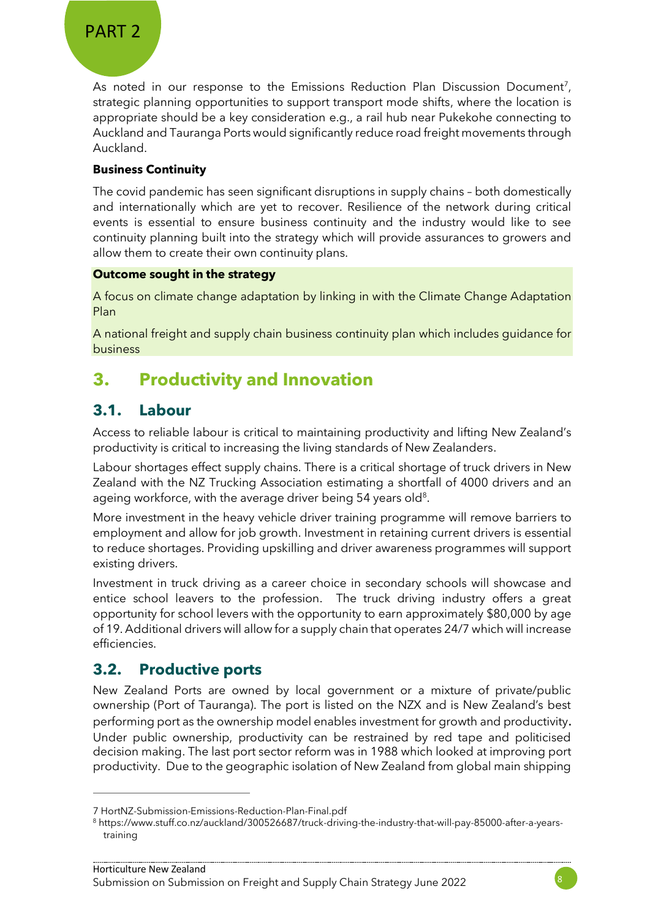PART 2

As noted in our response to the Emissions Reduction Plan Discussion Document[7], strategic planning opportunities to support transport mode shifts, where the location is appropriate should be a key consideration e.g., a rail hub near Pukekohe connecting to Auckland and Tauranga Ports would significantly reduce road freight movements through Auckland.

**Business Continuity**

The covid pandemic has seen significant disruptions in supply chains – both domestically and internationally which are yet to recover. Resilience of the network during critical events is essential to ensure business continuity and the industry would like to see continuity planning built into the strategy which will provide assurances to growers and allow them to create their own continuity plans.

**Outcome sought in the strategy**

A focus on climate change adaptation by linking in with the Climate Change Adaptation Plan

A national freight and supply chain business continuity plan which includes guidance for business

## 3. Productivity and Innovation

### 3.1. Labour

Access to reliable labour is critical to maintaining productivity and lifting New Zealand's productivity is critical to increasing the living standards of New Zealanders.

Labour shortages effect supply chains. There is a critical shortage of truck drivers in New Zealand with the NZ Trucking Association estimating a shortfall of 4000 drivers and an ageing workforce, with the average driver being 54 years old[8].

More investment in the heavy vehicle driver training programme will remove barriers to employment and allow for job growth. Investment in retaining current drivers is essential to reduce shortages. Providing upskilling and driver awareness programmes will support existing drivers.

Investment in truck driving as a career choice in secondary schools will showcase and entice school leavers to the profession. The truck driving industry offers a great opportunity for school levers with the opportunity to earn approximately $80,000 by age of 19. Additional drivers will allow for a supply chain that operates 24/7 which will increase efficiencies.

### 3.2. Productive ports

New Zealand Ports are owned by local government or a mixture of private/public ownership (Port of Tauranga). The port is listed on the NZX and is New Zealand's best performing port as the ownership model enables investment for growth and productivity. Under public ownership, productivity can be restrained by red tape and politicised decision making. The last port sector reform was in 1988 which looked at improving port productivity. Due to the geographic isolation of New Zealand from global main shipping

---

7 HortNZ-Submission-Emissions-Reduction-Plan-Final.pdf

8 https://www.stuff.co.nz/auckland/300526687/truck-driving-the-industry-that-will-pay-85000-after-a-years-training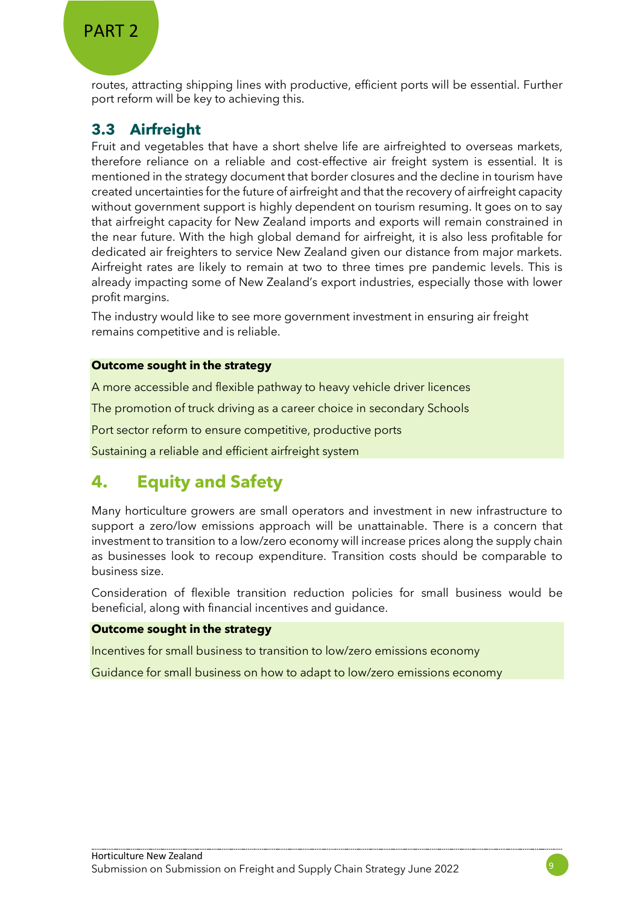routes, attracting shipping lines with productive, efficient ports will be essential. Further port reform will be key to achieving this.

## 3.3 Airfreight

Fruit and vegetables that have a short shelve life are airfreighted to overseas markets, therefore reliance on a reliable and cost-effective air freight system is essential. It is mentioned in the strategy document that border closures and the decline in tourism have created uncertainties for the future of airfreight and that the recovery of airfreight capacity without government support is highly dependent on tourism resuming. It goes on to say that airfreight capacity for New Zealand imports and exports will remain constrained in the near future. With the high global demand for airfreight, it is also less profitable for dedicated air freighters to service New Zealand given our distance from major markets. Airfreight rates are likely to remain at two to three times pre pandemic levels. This is already impacting some of New Zealand's export industries, especially those with lower profit margins.

The industry would like to see more government investment in ensuring air freight remains competitive and is reliable.

**Outcome sought in the strategy**

A more accessible and flexible pathway to heavy vehicle driver licences

The promotion of truck driving as a career choice in secondary Schools

Port sector reform to ensure competitive, productive ports

Sustaining a reliable and efficient airfreight system

# 4. Equity and Safety

Many horticulture growers are small operators and investment in new infrastructure to support a zero/low emissions approach will be unattainable. There is a concern that investment to transition to a low/zero economy will increase prices along the supply chain as businesses look to recoup expenditure. Transition costs should be comparable to business size.

Consideration of flexible transition reduction policies for small business would be beneficial, along with financial incentives and guidance.

**Outcome sought in the strategy**

Incentives for small business to transition to low/zero emissions economy

Guidance for small business on how to adapt to low/zero emissions economy